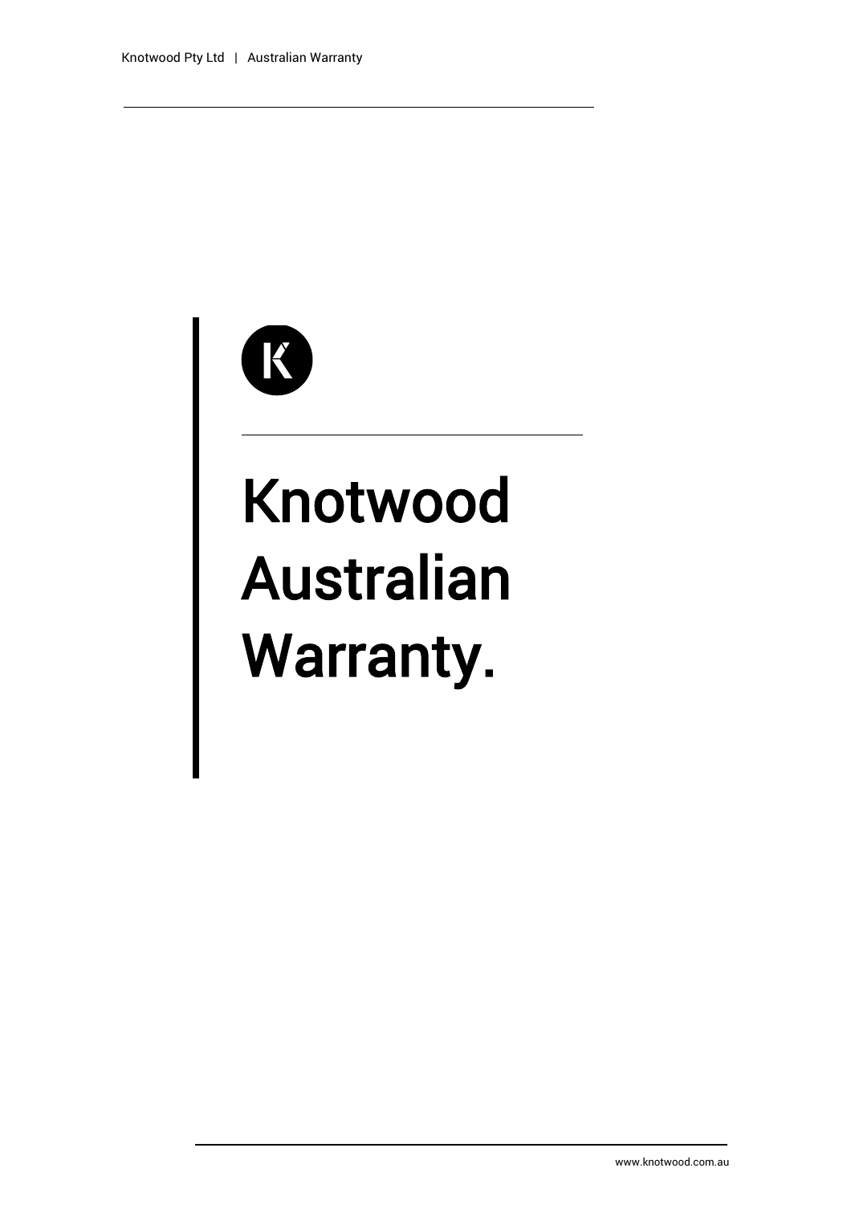# Knotwood Australian Warranty.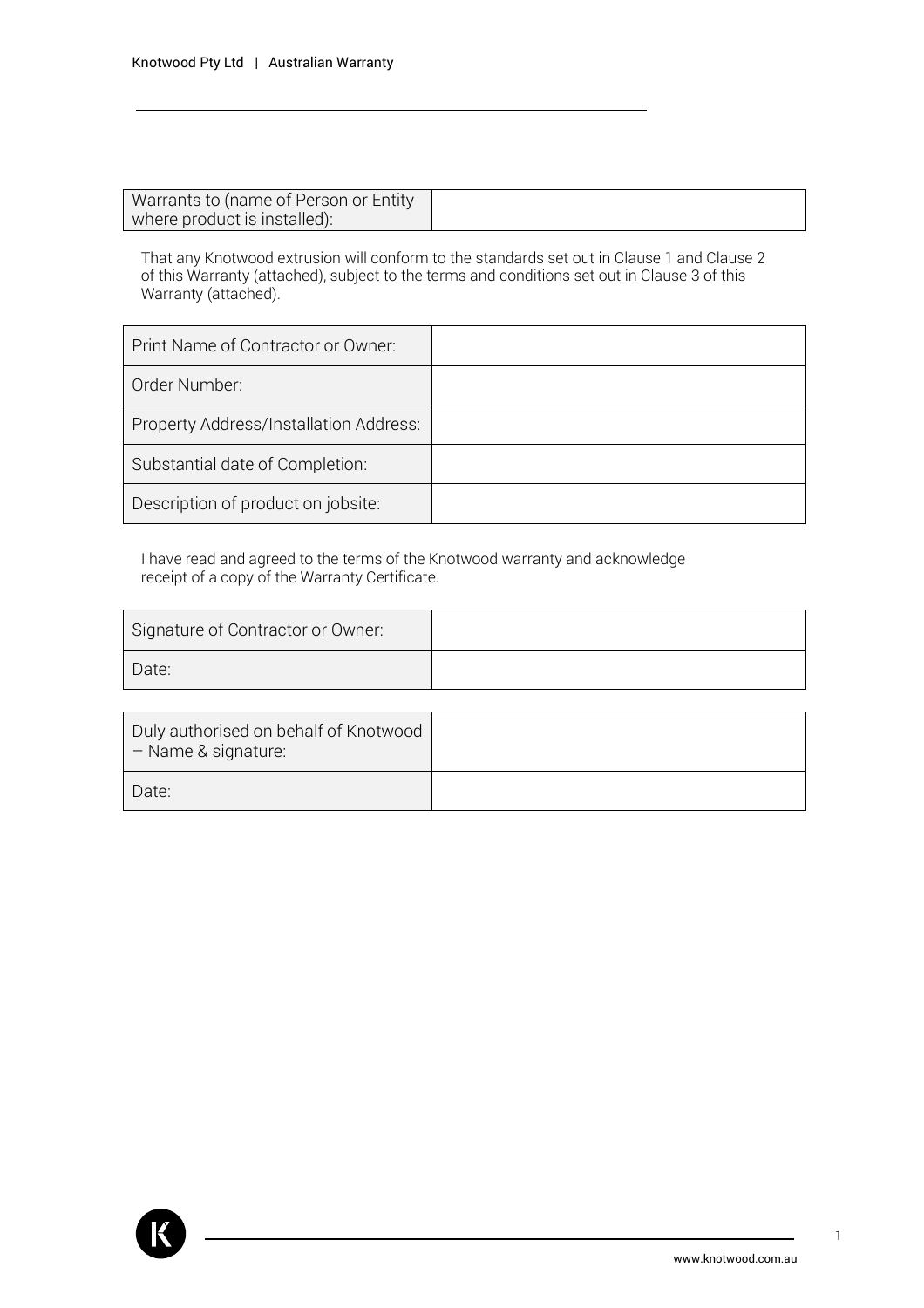| Warrants to (name of Person or Entity where product is installed): | |
|---|---|

That any Knotwood extrusion will conform to the standards set out in Clause 1 and Clause 2 of this Warranty (attached), subject to the terms and conditions set out in Clause 3 of this Warranty (attached).

| Print Name of Contractor or Owner: | |
|---|---|
| Order Number: | |
| Property Address/Installation Address: | |
| Substantial date of Completion: | |
| Description of product on jobsite: | |

I have read and agreed to the terms of the Knotwood warranty and acknowledge receipt of a copy of the Warranty Certificate.

| Signature of Contractor or Owner: | |
|---|---|
| Date: | |

| Duly authorised on behalf of Knotwood – Name & signature: | |
|---|---|
| Date: | |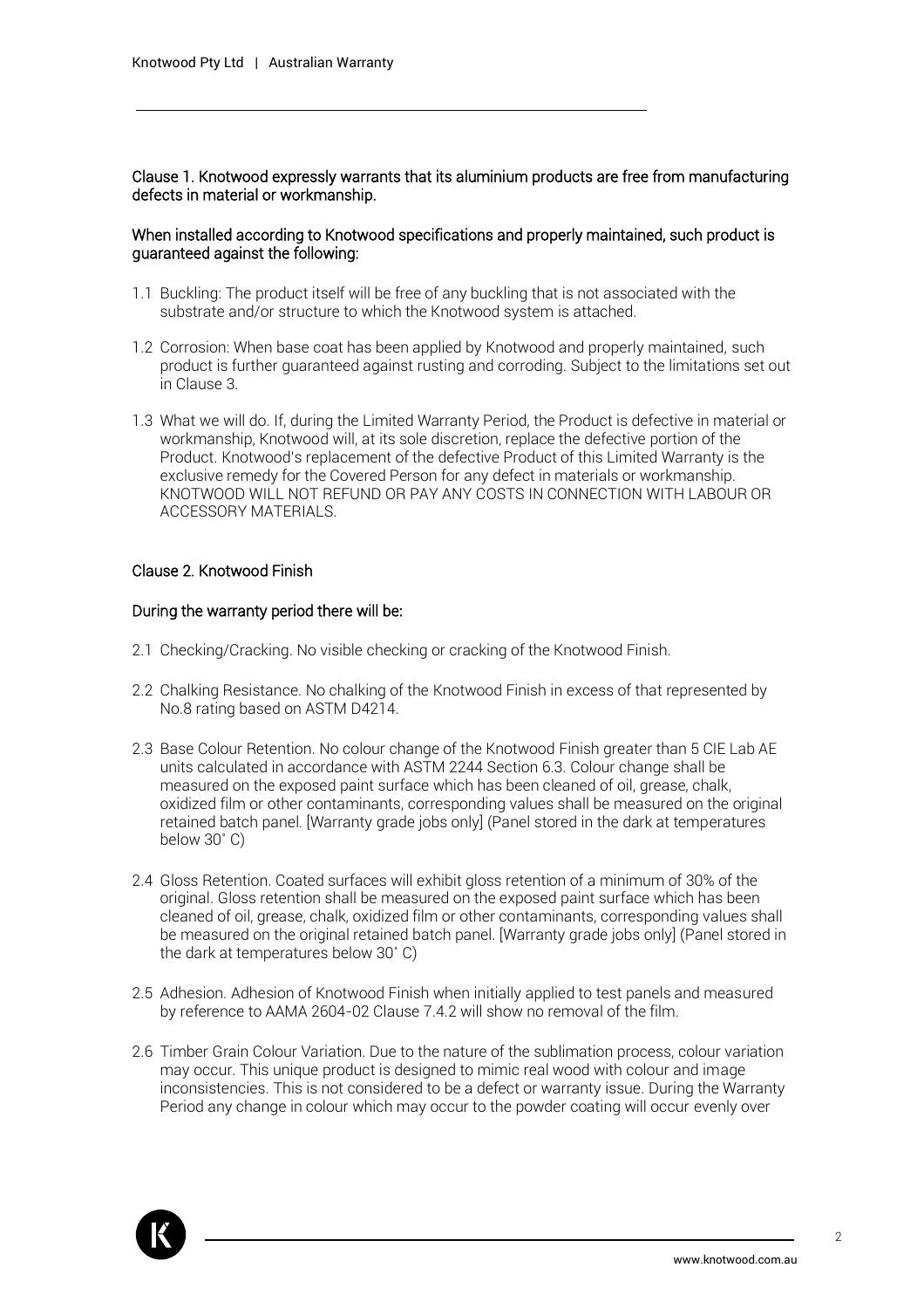## Clause 1. Knotwood expressly warrants that its aluminium products are free from manufacturing defects in material or workmanship.

When installed according to Knotwood specifications and properly maintained, such product is guaranteed against the following:

1.1 Buckling: The product itself will be free of any buckling that is not associated with the substrate and/or structure to which the Knotwood system is attached.

1.2 Corrosion: When base coat has been applied by Knotwood and properly maintained, such product is further guaranteed against rusting and corroding. Subject to the limitations set out in Clause 3.

1.3 What we will do. If, during the Limited Warranty Period, the Product is defective in material or workmanship, Knotwood will, at its sole discretion, replace the defective portion of the Product. Knotwood's replacement of the defective Product of this Limited Warranty is the exclusive remedy for the Covered Person for any defect in materials or workmanship. KNOTWOOD WILL NOT REFUND OR PAY ANY COSTS IN CONNECTION WITH LABOUR OR ACCESSORY MATERIALS.

## Clause 2. Knotwood Finish

During the warranty period there will be:

2.1 Checking/Cracking. No visible checking or cracking of the Knotwood Finish.

2.2 Chalking Resistance. No chalking of the Knotwood Finish in excess of that represented by No.8 rating based on ASTM D4214.

2.3 Base Colour Retention. No colour change of the Knotwood Finish greater than 5 CIE Lab AE units calculated in accordance with ASTM 2244 Section 6.3. Colour change shall be measured on the exposed paint surface which has been cleaned of oil, grease, chalk, oxidized film or other contaminants, corresponding values shall be measured on the original retained batch panel. [Warranty grade jobs only] (Panel stored in the dark at temperatures below 30˚ C)

2.4 Gloss Retention. Coated surfaces will exhibit gloss retention of a minimum of 30% of the original. Gloss retention shall be measured on the exposed paint surface which has been cleaned of oil, grease, chalk, oxidized film or other contaminants, corresponding values shall be measured on the original retained batch panel. [Warranty grade jobs only] (Panel stored in the dark at temperatures below 30˚ C)

2.5 Adhesion. Adhesion of Knotwood Finish when initially applied to test panels and measured by reference to AAMA 2604-02 Clause 7.4.2 will show no removal of the film.

2.6 Timber Grain Colour Variation. Due to the nature of the sublimation process, colour variation may occur. This unique product is designed to mimic real wood with colour and image inconsistencies. This is not considered to be a defect or warranty issue. During the Warranty Period any change in colour which may occur to the powder coating will occur evenly over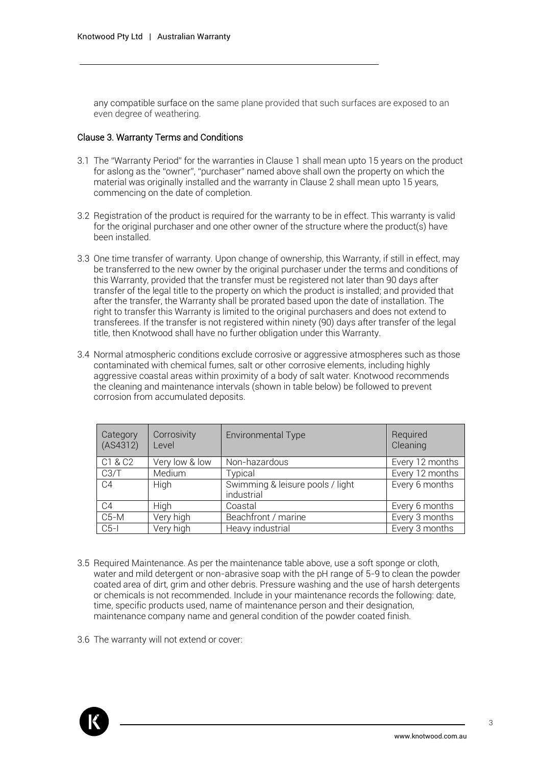any compatible surface on the same plane provided that such surfaces are exposed to an even degree of weathering.

### Clause 3. Warranty Terms and Conditions

3.1 The "Warranty Period" for the warranties in Clause 1 shall mean upto 15 years on the product for aslong as the "owner", "purchaser" named above shall own the property on which the material was originally installed and the warranty in Clause 2 shall mean upto 15 years, commencing on the date of completion.

3.2 Registration of the product is required for the warranty to be in effect. This warranty is valid for the original purchaser and one other owner of the structure where the product(s) have been installed.

3.3 One time transfer of warranty. Upon change of ownership, this Warranty, if still in effect, may be transferred to the new owner by the original purchaser under the terms and conditions of this Warranty, provided that the transfer must be registered not later than 90 days after transfer of the legal title to the property on which the product is installed; and provided that after the transfer, the Warranty shall be prorated based upon the date of installation. The right to transfer this Warranty is limited to the original purchasers and does not extend to transferees. If the transfer is not registered within ninety (90) days after transfer of the legal title, then Knotwood shall have no further obligation under this Warranty.

3.4 Normal atmospheric conditions exclude corrosive or aggressive atmospheres such as those contaminated with chemical fumes, salt or other corrosive elements, including highly aggressive coastal areas within proximity of a body of salt water. Knotwood recommends the cleaning and maintenance intervals (shown in table below) be followed to prevent corrosion from accumulated deposits.

| Category (AS4312) | Corrosivity Level | Environmental Type | Required Cleaning |
|---|---|---|---|
| C1 & C2 | Very low & low | Non-hazardous | Every 12 months |
| C3/T | Medium | Typical | Every 12 months |
| C4 | High | Swimming & leisure pools / light industrial | Every 6 months |
| C4 | High | Coastal | Every 6 months |
| C5-M | Very high | Beachfront / marine | Every 3 months |
| C5-I | Very high | Heavy industrial | Every 3 months |

3.5 Required Maintenance. As per the maintenance table above, use a soft sponge or cloth, water and mild detergent or non-abrasive soap with the pH range of 5-9 to clean the powder coated area of dirt, grim and other debris. Pressure washing and the use of harsh detergents or chemicals is not recommended. Include in your maintenance records the following: date, time, specific products used, name of maintenance person and their designation, maintenance company name and general condition of the powder coated finish.

3.6 The warranty will not extend or cover: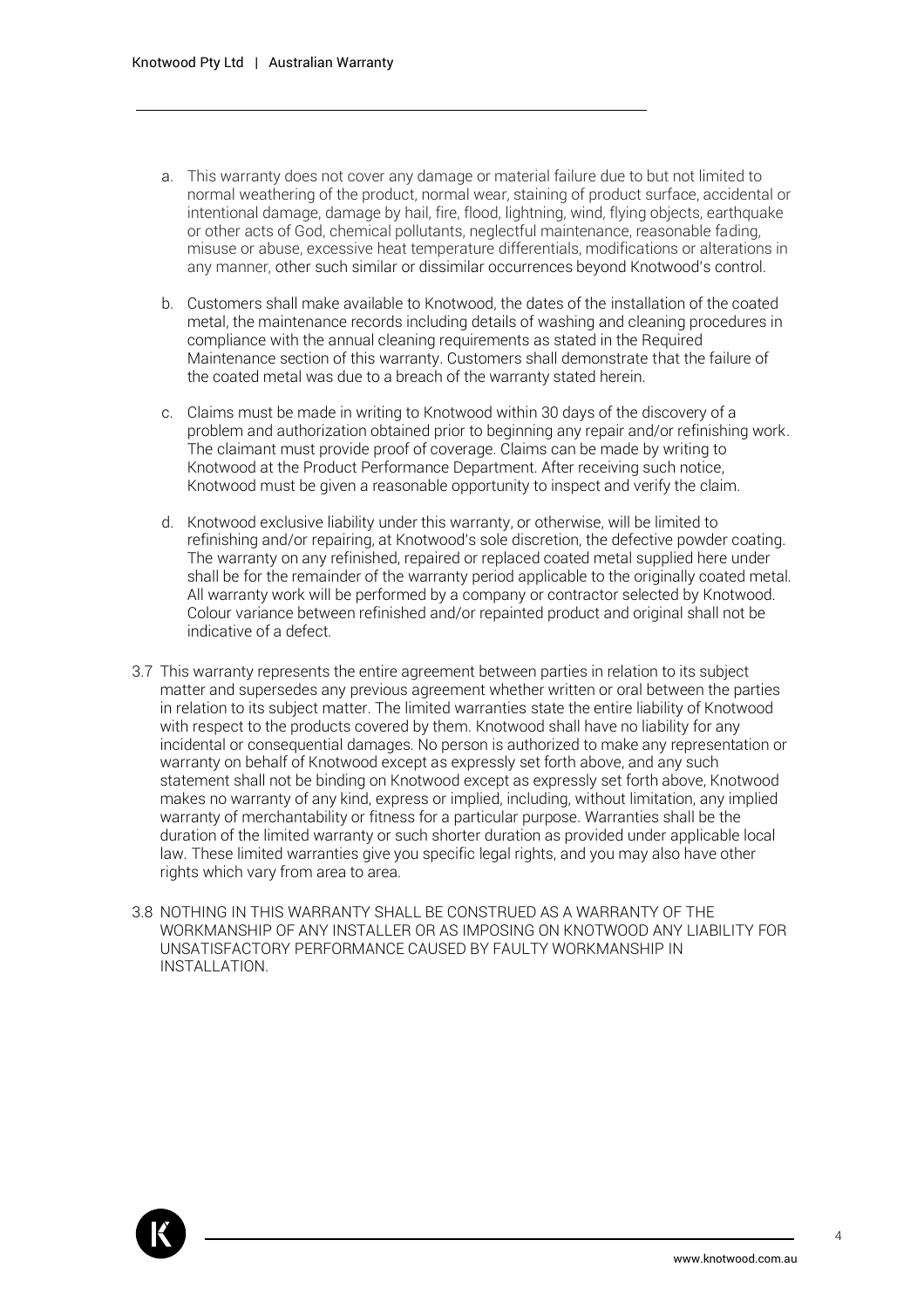a. This warranty does not cover any damage or material failure due to but not limited to normal weathering of the product, normal wear, staining of product surface, accidental or intentional damage, damage by hail, fire, flood, lightning, wind, flying objects, earthquake or other acts of God, chemical pollutants, neglectful maintenance, reasonable fading, misuse or abuse, excessive heat temperature differentials, modifications or alterations in any manner, other such similar or dissimilar occurrences beyond Knotwood's control.

b. Customers shall make available to Knotwood, the dates of the installation of the coated metal, the maintenance records including details of washing and cleaning procedures in compliance with the annual cleaning requirements as stated in the Required Maintenance section of this warranty. Customers shall demonstrate that the failure of the coated metal was due to a breach of the warranty stated herein.

c. Claims must be made in writing to Knotwood within 30 days of the discovery of a problem and authorization obtained prior to beginning any repair and/or refinishing work. The claimant must provide proof of coverage. Claims can be made by writing to Knotwood at the Product Performance Department. After receiving such notice, Knotwood must be given a reasonable opportunity to inspect and verify the claim.

d. Knotwood exclusive liability under this warranty, or otherwise, will be limited to refinishing and/or repairing, at Knotwood's sole discretion, the defective powder coating. The warranty on any refinished, repaired or replaced coated metal supplied here under shall be for the remainder of the warranty period applicable to the originally coated metal. All warranty work will be performed by a company or contractor selected by Knotwood. Colour variance between refinished and/or repainted product and original shall not be indicative of a defect.

3.7 This warranty represents the entire agreement between parties in relation to its subject matter and supersedes any previous agreement whether written or oral between the parties in relation to its subject matter. The limited warranties state the entire liability of Knotwood with respect to the products covered by them. Knotwood shall have no liability for any incidental or consequential damages. No person is authorized to make any representation or warranty on behalf of Knotwood except as expressly set forth above, and any such statement shall not be binding on Knotwood except as expressly set forth above, Knotwood makes no warranty of any kind, express or implied, including, without limitation, any implied warranty of merchantability or fitness for a particular purpose. Warranties shall be the duration of the limited warranty or such shorter duration as provided under applicable local law. These limited warranties give you specific legal rights, and you may also have other rights which vary from area to area.

3.8 NOTHING IN THIS WARRANTY SHALL BE CONSTRUED AS A WARRANTY OF THE WORKMANSHIP OF ANY INSTALLER OR AS IMPOSING ON KNOTWOOD ANY LIABILITY FOR UNSATISFACTORY PERFORMANCE CAUSED BY FAULTY WORKMANSHIP IN INSTALLATION.